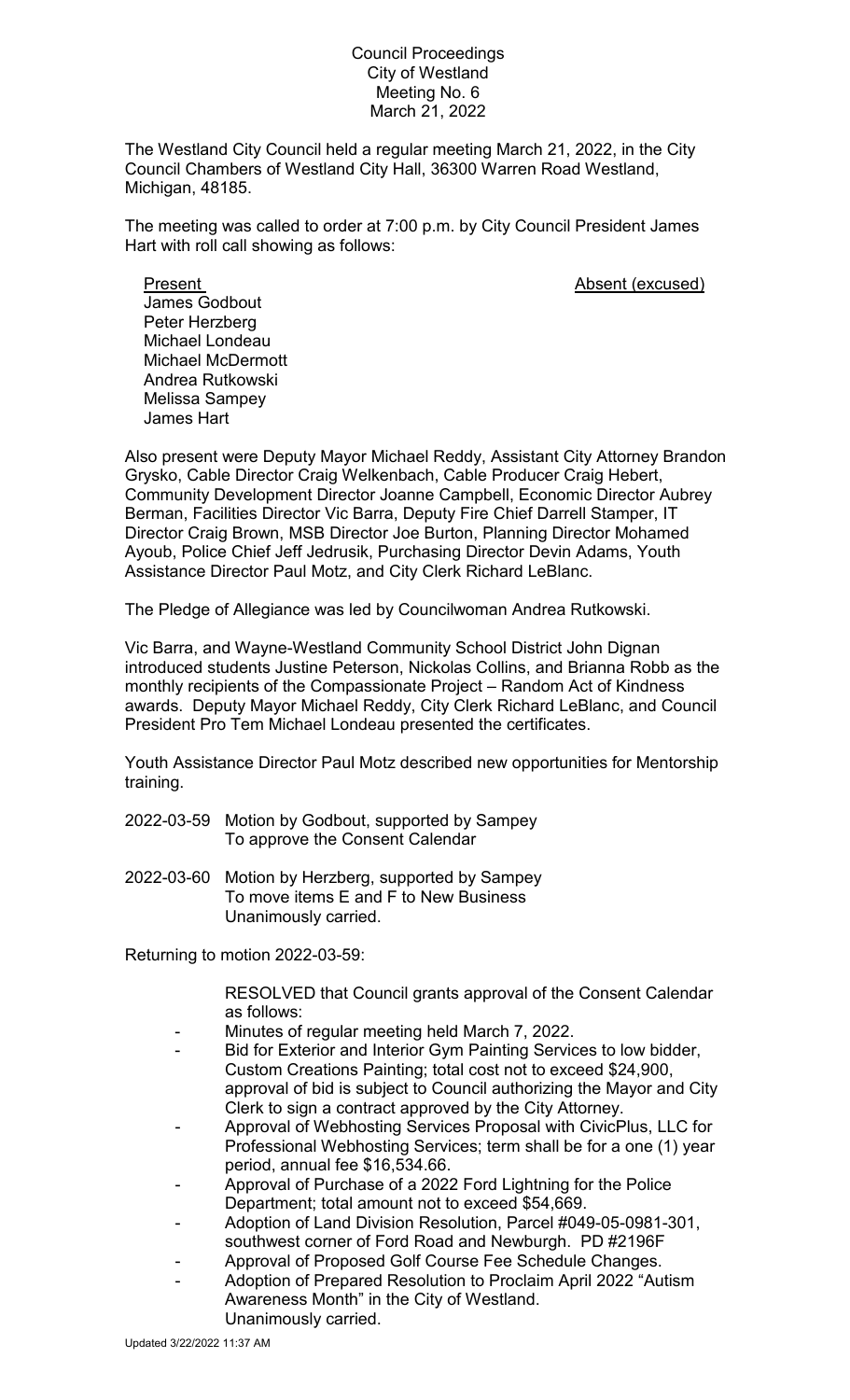Council Proceedings
City of Westland
Meeting No. 6
March 21, 2022

The Westland City Council held a regular meeting March 21, 2022, in the City Council Chambers of Westland City Hall, 36300 Warren Road Westland, Michigan, 48185.

The meeting was called to order at 7:00 p.m. by City Council President James Hart with roll call showing as follows:

| Present | Absent (excused) |
|---|---|
| James Godbout | |
| Peter Herzberg | |
| Michael Londeau | |
| Michael McDermott | |
| Andrea Rutkowski | |
| Melissa Sampey | |
| James Hart | |

Also present were Deputy Mayor Michael Reddy, Assistant City Attorney Brandon Grysko, Cable Director Craig Welkenbach, Cable Producer Craig Hebert, Community Development Director Joanne Campbell, Economic Director Aubrey Berman, Facilities Director Vic Barra, Deputy Fire Chief Darrell Stamper, IT Director Craig Brown, MSB Director Joe Burton, Planning Director Mohamed Ayoub, Police Chief Jeff Jedrusik, Purchasing Director Devin Adams, Youth Assistance Director Paul Motz, and City Clerk Richard LeBlanc.

The Pledge of Allegiance was led by Councilwoman Andrea Rutkowski.

Vic Barra, and Wayne-Westland Community School District John Dignan introduced students Justine Peterson, Nickolas Collins, and Brianna Robb as the monthly recipients of the Compassionate Project – Random Act of Kindness awards. Deputy Mayor Michael Reddy, City Clerk Richard LeBlanc, and Council President Pro Tem Michael Londeau presented the certificates.

Youth Assistance Director Paul Motz described new opportunities for Mentorship training.

2022-03-59 Motion by Godbout, supported by Sampey
To approve the Consent Calendar

2022-03-60 Motion by Herzberg, supported by Sampey
To move items E and F to New Business
Unanimously carried.

Returning to motion 2022-03-59:

RESOLVED that Council grants approval of the Consent Calendar as follows:

- Minutes of regular meeting held March 7, 2022.
- Bid for Exterior and Interior Gym Painting Services to low bidder, Custom Creations Painting; total cost not to exceed $24,900, approval of bid is subject to Council authorizing the Mayor and City Clerk to sign a contract approved by the City Attorney.
- Approval of Webhosting Services Proposal with CivicPlus, LLC for Professional Webhosting Services; term shall be for a one (1) year period, annual fee $16,534.66.
- Approval of Purchase of a 2022 Ford Lightning for the Police Department; total amount not to exceed $54,669.
- Adoption of Land Division Resolution, Parcel #049-05-0981-301, southwest corner of Ford Road and Newburgh. PD #2196F
- Approval of Proposed Golf Course Fee Schedule Changes.
- Adoption of Prepared Resolution to Proclaim April 2022 "Autism Awareness Month" in the City of Westland.

Unanimously carried.

Updated 3/22/2022 11:37 AM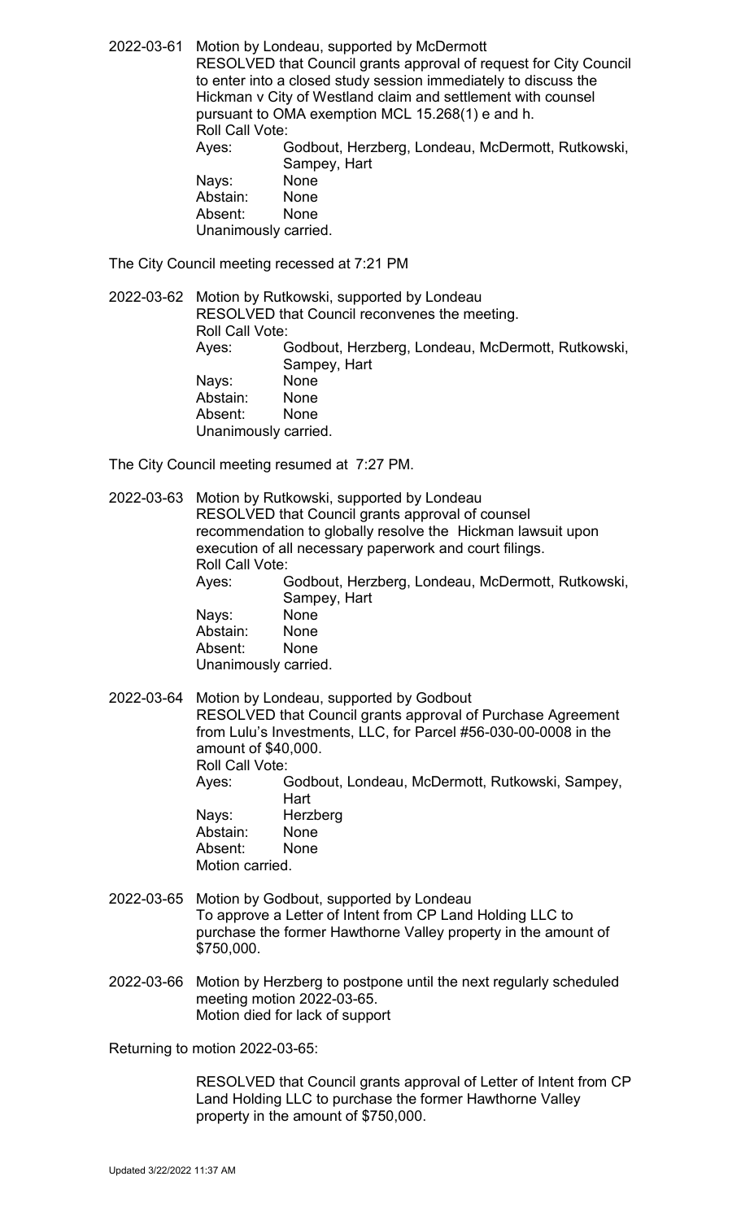2022-03-61 Motion by Londeau, supported by McDermott
RESOLVED that Council grants approval of request for City Council to enter into a closed study session immediately to discuss the Hickman v City of Westland claim and settlement with counsel pursuant to OMA exemption MCL 15.268(1) e and h.
Roll Call Vote:
Ayes: Godbout, Herzberg, Londeau, McDermott, Rutkowski, Sampey, Hart
Nays: None
Abstain: None
Absent: None
Unanimously carried.

The City Council meeting recessed at 7:21 PM

2022-03-62 Motion by Rutkowski, supported by Londeau
RESOLVED that Council reconvenes the meeting.
Roll Call Vote:
Ayes: Godbout, Herzberg, Londeau, McDermott, Rutkowski, Sampey, Hart
Nays: None
Abstain: None
Absent: None
Unanimously carried.

The City Council meeting resumed at 7:27 PM.

2022-03-63 Motion by Rutkowski, supported by Londeau
RESOLVED that Council grants approval of counsel recommendation to globally resolve the Hickman lawsuit upon execution of all necessary paperwork and court filings.
Roll Call Vote:
Ayes: Godbout, Herzberg, Londeau, McDermott, Rutkowski, Sampey, Hart
Nays: None
Abstain: None
Absent: None
Unanimously carried.

2022-03-64 Motion by Londeau, supported by Godbout
RESOLVED that Council grants approval of Purchase Agreement from Lulu's Investments, LLC, for Parcel #56-030-00-0008 in the amount of $40,000.
Roll Call Vote:
Ayes: Godbout, Londeau, McDermott, Rutkowski, Sampey, Hart
Nays: Herzberg
Abstain: None
Absent: None
Motion carried.

2022-03-65 Motion by Godbout, supported by Londeau
To approve a Letter of Intent from CP Land Holding LLC to purchase the former Hawthorne Valley property in the amount of $750,000.

2022-03-66 Motion by Herzberg to postpone until the next regularly scheduled meeting motion 2022-03-65.
Motion died for lack of support

Returning to motion 2022-03-65:

RESOLVED that Council grants approval of Letter of Intent from CP Land Holding LLC to purchase the former Hawthorne Valley property in the amount of $750,000.

Updated 3/22/2022 11:37 AM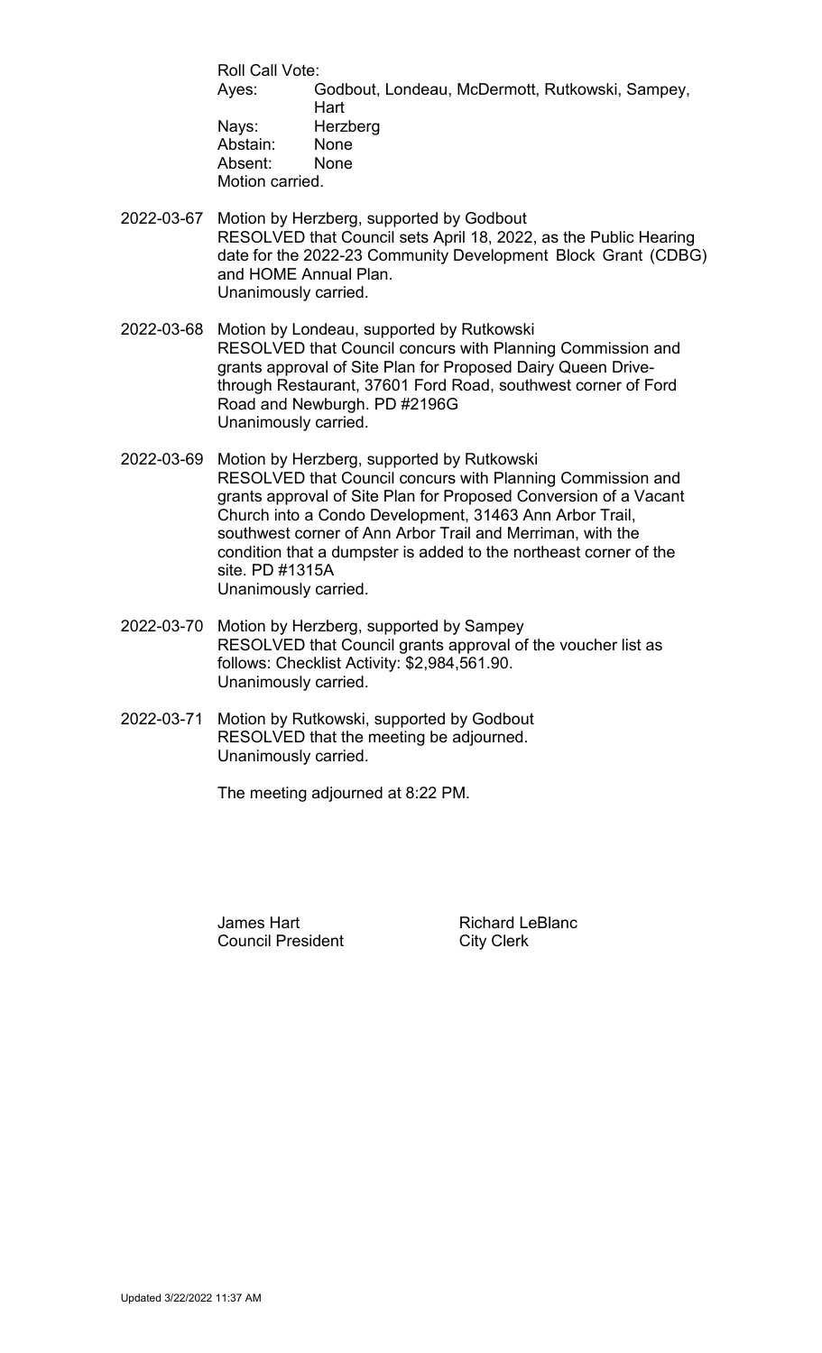Roll Call Vote:

Ayes: Godbout, Londeau, McDermott, Rutkowski, Sampey, Hart
Nays: Herzberg
Abstain: None
Absent: None
Motion carried.

2022-03-67 Motion by Herzberg, supported by Godbout
RESOLVED that Council sets April 18, 2022, as the Public Hearing date for the 2022-23 Community Development Block Grant (CDBG) and HOME Annual Plan.
Unanimously carried.

2022-03-68 Motion by Londeau, supported by Rutkowski
RESOLVED that Council concurs with Planning Commission and grants approval of Site Plan for Proposed Dairy Queen Drive-through Restaurant, 37601 Ford Road, southwest corner of Ford Road and Newburgh. PD #2196G
Unanimously carried.

2022-03-69 Motion by Herzberg, supported by Rutkowski
RESOLVED that Council concurs with Planning Commission and grants approval of Site Plan for Proposed Conversion of a Vacant Church into a Condo Development, 31463 Ann Arbor Trail, southwest corner of Ann Arbor Trail and Merriman, with the condition that a dumpster is added to the northeast corner of the site. PD #1315A
Unanimously carried.

2022-03-70 Motion by Herzberg, supported by Sampey
RESOLVED that Council grants approval of the voucher list as follows: Checklist Activity: $2,984,561.90.
Unanimously carried.

2022-03-71 Motion by Rutkowski, supported by Godbout
RESOLVED that the meeting be adjourned.
Unanimously carried.

The meeting adjourned at 8:22 PM.

James Hart
Council President

Richard LeBlanc
City Clerk

Updated 3/22/2022 11:37 AM